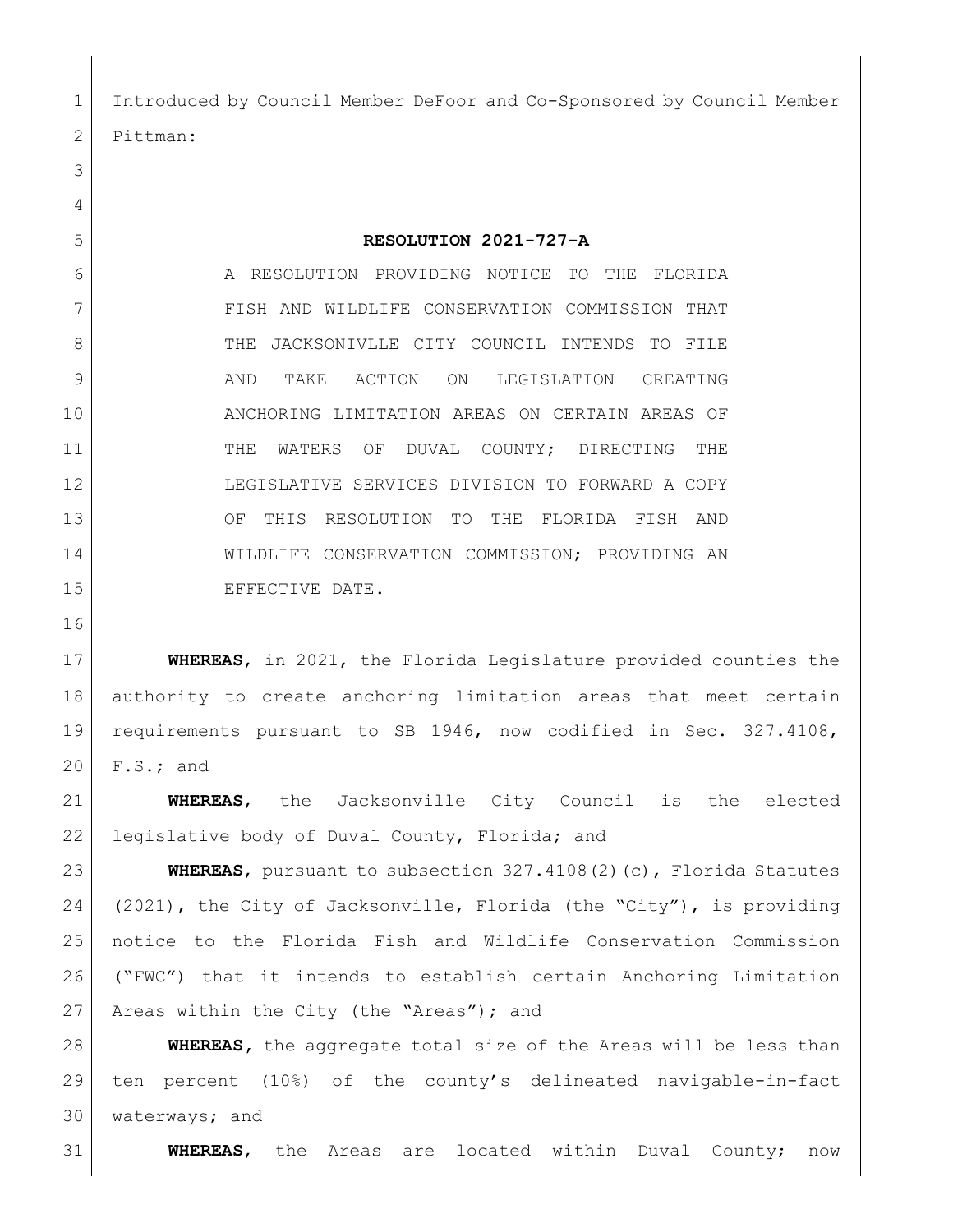Introduced by Council Member DeFoor and Co-Sponsored by Council Member Pittman:

# RESOLUTION 2021-727-A

A RESOLUTION PROVIDING NOTICE TO THE FLORIDA FISH AND WILDLIFE CONSERVATION COMMISSION THAT THE JACKSONIVLLE CITY COUNCIL INTENDS TO FILE AND TAKE ACTION ON LEGISLATION CREATING ANCHORING LIMITATION AREAS ON CERTAIN AREAS OF THE WATERS OF DUVAL COUNTY; DIRECTING THE LEGISLATIVE SERVICES DIVISION TO FORWARD A COPY OF THIS RESOLUTION TO THE FLORIDA FISH AND WILDLIFE CONSERVATION COMMISSION; PROVIDING AN EFFECTIVE DATE.

**WHEREAS**, in 2021, the Florida Legislature provided counties the authority to create anchoring limitation areas that meet certain requirements pursuant to SB 1946, now codified in Sec. 327.4108, F.S.; and

**WHEREAS**, the Jacksonville City Council is the elected legislative body of Duval County, Florida; and

**WHEREAS**, pursuant to subsection 327.4108(2)(c), Florida Statutes (2021), the City of Jacksonville, Florida (the "City"), is providing notice to the Florida Fish and Wildlife Conservation Commission ("FWC") that it intends to establish certain Anchoring Limitation Areas within the City (the "Areas"); and

**WHEREAS**, the aggregate total size of the Areas will be less than ten percent (10%) of the county's delineated navigable-in-fact waterways; and

**WHEREAS**, the Areas are located within Duval County; now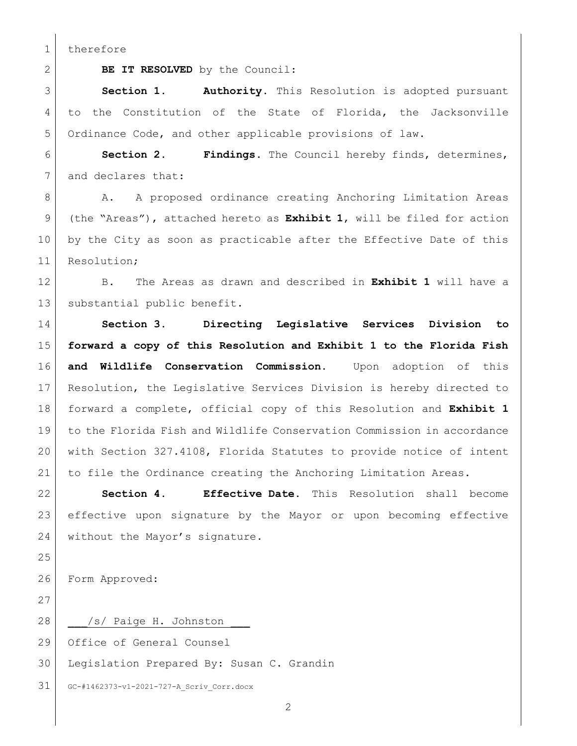therefore

**BE IT RESOLVED** by the Council:

**Section 1. Authority.** This Resolution is adopted pursuant to the Constitution of the State of Florida, the Jacksonville Ordinance Code, and other applicable provisions of law.

**Section 2. Findings.** The Council hereby finds, determines, and declares that:

A. A proposed ordinance creating Anchoring Limitation Areas (the "Areas"), attached hereto as **Exhibit 1**, will be filed for action by the City as soon as practicable after the Effective Date of this Resolution;

B. The Areas as drawn and described in **Exhibit 1** will have a substantial public benefit.

**Section 3. Directing Legislative Services Division to forward a copy of this Resolution and Exhibit 1 to the Florida Fish and Wildlife Conservation Commission.** Upon adoption of this Resolution, the Legislative Services Division is hereby directed to forward a complete, official copy of this Resolution and **Exhibit 1** to the Florida Fish and Wildlife Conservation Commission in accordance with Section 327.4108, Florida Statutes to provide notice of intent to file the Ordinance creating the Anchoring Limitation Areas.

**Section 4. Effective Date.** This Resolution shall become effective upon signature by the Mayor or upon becoming effective without the Mayor's signature.

Form Approved:

/s/ Paige H. Johnston

Office of General Counsel

Legislation Prepared By: Susan C. Grandin

GC-#1462373-v1-2021-727-A_Scriv_Corr.docx